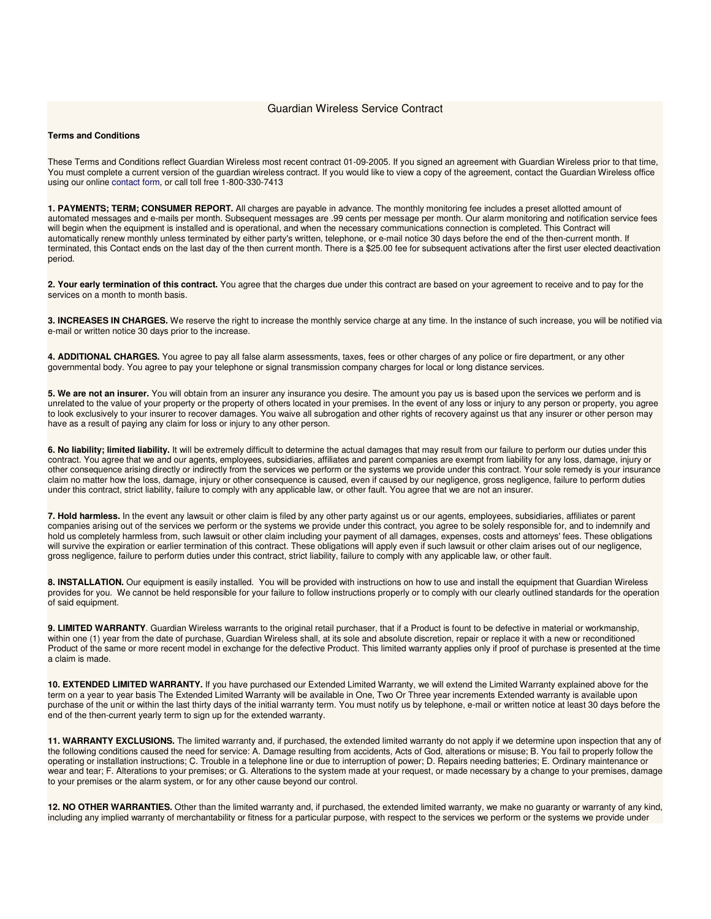# Guardian Wireless Service Contract

**Terms and Conditions**

These Terms and Conditions reflect Guardian Wireless most recent contract 01-09-2005. If you signed an agreement with Guardian Wireless prior to that time, You must complete a current version of the guardian wireless contract. If you would like to view a copy of the agreement, contact the Guardian Wireless office using our online contact form, or call toll free 1-800-330-7413

**1. PAYMENTS; TERM; CONSUMER REPORT.** All charges are payable in advance. The monthly monitoring fee includes a preset allotted amount of automated messages and e-mails per month. Subsequent messages are .99 cents per message per month. Our alarm monitoring and notification service fees will begin when the equipment is installed and is operational, and when the necessary communications connection is completed. This Contract will automatically renew monthly unless terminated by either party's written, telephone, or e-mail notice 30 days before the end of the then-current month. If terminated, this Contact ends on the last day of the then current month. There is a $25.00 fee for subsequent activations after the first user elected deactivation period.

**2. Your early termination of this contract.** You agree that the charges due under this contract are based on your agreement to receive and to pay for the services on a month to month basis.

**3. INCREASES IN CHARGES.** We reserve the right to increase the monthly service charge at any time. In the instance of such increase, you will be notified via e-mail or written notice 30 days prior to the increase.

**4. ADDITIONAL CHARGES.** You agree to pay all false alarm assessments, taxes, fees or other charges of any police or fire department, or any other governmental body. You agree to pay your telephone or signal transmission company charges for local or long distance services.

**5. We are not an insurer.** You will obtain from an insurer any insurance you desire. The amount you pay us is based upon the services we perform and is unrelated to the value of your property or the property of others located in your premises. In the event of any loss or injury to any person or property, you agree to look exclusively to your insurer to recover damages. You waive all subrogation and other rights of recovery against us that any insurer or other person may have as a result of paying any claim for loss or injury to any other person.

**6. No liability; limited liability.** It will be extremely difficult to determine the actual damages that may result from our failure to perform our duties under this contract. You agree that we and our agents, employees, subsidiaries, affiliates and parent companies are exempt from liability for any loss, damage, injury or other consequence arising directly or indirectly from the services we perform or the systems we provide under this contract. Your sole remedy is your insurance claim no matter how the loss, damage, injury or other consequence is caused, even if caused by our negligence, gross negligence, failure to perform duties under this contract, strict liability, failure to comply with any applicable law, or other fault. You agree that we are not an insurer.

**7. Hold harmless.** In the event any lawsuit or other claim is filed by any other party against us or our agents, employees, subsidiaries, affiliates or parent companies arising out of the services we perform or the systems we provide under this contract, you agree to be solely responsible for, and to indemnify and hold us completely harmless from, such lawsuit or other claim including your payment of all damages, expenses, costs and attorneys' fees. These obligations will survive the expiration or earlier termination of this contract. These obligations will apply even if such lawsuit or other claim arises out of our negligence, gross negligence, failure to perform duties under this contract, strict liability, failure to comply with any applicable law, or other fault.

**8. INSTALLATION.** Our equipment is easily installed. You will be provided with instructions on how to use and install the equipment that Guardian Wireless provides for you. We cannot be held responsible for your failure to follow instructions properly or to comply with our clearly outlined standards for the operation of said equipment.

**9. LIMITED WARRANTY**. Guardian Wireless warrants to the original retail purchaser, that if a Product is fount to be defective in material or workmanship, within one (1) year from the date of purchase, Guardian Wireless shall, at its sole and absolute discretion, repair or replace it with a new or reconditioned Product of the same or more recent model in exchange for the defective Product. This limited warranty applies only if proof of purchase is presented at the time a claim is made.

**10. EXTENDED LIMITED WARRANTY.** If you have purchased our Extended Limited Warranty, we will extend the Limited Warranty explained above for the term on a year to year basis The Extended Limited Warranty will be available in One, Two Or Three year increments Extended warranty is available upon purchase of the unit or within the last thirty days of the initial warranty term. You must notify us by telephone, e-mail or written notice at least 30 days before the end of the then-current yearly term to sign up for the extended warranty.

**11. WARRANTY EXCLUSIONS.** The limited warranty and, if purchased, the extended limited warranty do not apply if we determine upon inspection that any of the following conditions caused the need for service: A. Damage resulting from accidents, Acts of God, alterations or misuse; B. You fail to properly follow the operating or installation instructions; C. Trouble in a telephone line or due to interruption of power; D. Repairs needing batteries; E. Ordinary maintenance or wear and tear; F. Alterations to your premises; or G. Alterations to the system made at your request, or made necessary by a change to your premises, damage to your premises or the alarm system, or for any other cause beyond our control.

**12. NO OTHER WARRANTIES.** Other than the limited warranty and, if purchased, the extended limited warranty, we make no guaranty or warranty of any kind, including any implied warranty of merchantability or fitness for a particular purpose, with respect to the services we perform or the systems we provide under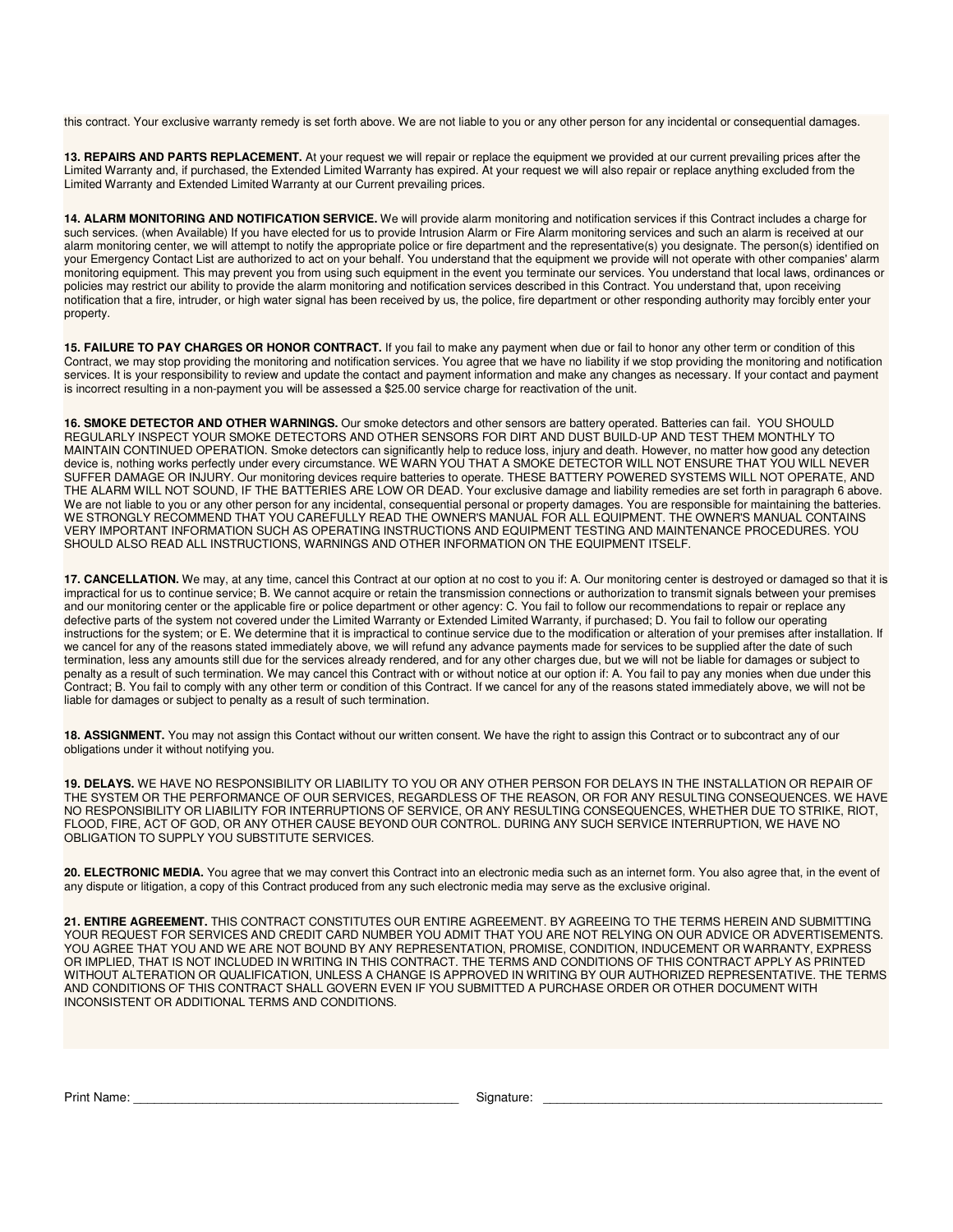this contract. Your exclusive warranty remedy is set forth above. We are not liable to you or any other person for any incidental or consequential damages.

**13. REPAIRS AND PARTS REPLACEMENT.** At your request we will repair or replace the equipment we provided at our current prevailing prices after the Limited Warranty and, if purchased, the Extended Limited Warranty has expired. At your request we will also repair or replace anything excluded from the Limited Warranty and Extended Limited Warranty at our Current prevailing prices.

**14. ALARM MONITORING AND NOTIFICATION SERVICE.** We will provide alarm monitoring and notification services if this Contract includes a charge for such services. (when Available) If you have elected for us to provide Intrusion Alarm or Fire Alarm monitoring services and such an alarm is received at our alarm monitoring center, we will attempt to notify the appropriate police or fire department and the representative(s) you designate. The person(s) identified on your Emergency Contact List are authorized to act on your behalf. You understand that the equipment we provide will not operate with other companies' alarm monitoring equipment. This may prevent you from using such equipment in the event you terminate our services. You understand that local laws, ordinances or policies may restrict our ability to provide the alarm monitoring and notification services described in this Contract. You understand that, upon receiving notification that a fire, intruder, or high water signal has been received by us, the police, fire department or other responding authority may forcibly enter your property.

**15. FAILURE TO PAY CHARGES OR HONOR CONTRACT.** If you fail to make any payment when due or fail to honor any other term or condition of this Contract, we may stop providing the monitoring and notification services. You agree that we have no liability if we stop providing the monitoring and notification services. It is your responsibility to review and update the contact and payment information and make any changes as necessary. If your contact and payment is incorrect resulting in a non-payment you will be assessed a $25.00 service charge for reactivation of the unit.

**16. SMOKE DETECTOR AND OTHER WARNINGS.** Our smoke detectors and other sensors are battery operated. Batteries can fail. YOU SHOULD REGULARLY INSPECT YOUR SMOKE DETECTORS AND OTHER SENSORS FOR DIRT AND DUST BUILD-UP AND TEST THEM MONTHLY TO MAINTAIN CONTINUED OPERATION. Smoke detectors can significantly help to reduce loss, injury and death. However, no matter how good any detection device is, nothing works perfectly under every circumstance. WE WARN YOU THAT A SMOKE DETECTOR WILL NOT ENSURE THAT YOU WILL NEVER SUFFER DAMAGE OR INJURY. Our monitoring devices require batteries to operate. THESE BATTERY POWERED SYSTEMS WILL NOT OPERATE, AND THE ALARM WILL NOT SOUND, IF THE BATTERIES ARE LOW OR DEAD. Your exclusive damage and liability remedies are set forth in paragraph 6 above. We are not liable to you or any other person for any incidental, consequential personal or property damages. You are responsible for maintaining the batteries. WE STRONGLY RECOMMEND THAT YOU CAREFULLY READ THE OWNER'S MANUAL FOR ALL EQUIPMENT. THE OWNER'S MANUAL CONTAINS VERY IMPORTANT INFORMATION SUCH AS OPERATING INSTRUCTIONS AND EQUIPMENT TESTING AND MAINTENANCE PROCEDURES. YOU SHOULD ALSO READ ALL INSTRUCTIONS, WARNINGS AND OTHER INFORMATION ON THE EQUIPMENT ITSELF.

**17. CANCELLATION.** We may, at any time, cancel this Contract at our option at no cost to you if: A. Our monitoring center is destroyed or damaged so that it is impractical for us to continue service; B. We cannot acquire or retain the transmission connections or authorization to transmit signals between your premises and our monitoring center or the applicable fire or police department or other agency: C. You fail to follow our recommendations to repair or replace any defective parts of the system not covered under the Limited Warranty or Extended Limited Warranty, if purchased; D. You fail to follow our operating instructions for the system; or E. We determine that it is impractical to continue service due to the modification or alteration of your premises after installation. If we cancel for any of the reasons stated immediately above, we will refund any advance payments made for services to be supplied after the date of such termination, less any amounts still due for the services already rendered, and for any other charges due, but we will not be liable for damages or subject to penalty as a result of such termination. We may cancel this Contract with or without notice at our option if: A. You fail to pay any monies when due under this Contract; B. You fail to comply with any other term or condition of this Contract. If we cancel for any of the reasons stated immediately above, we will not be liable for damages or subject to penalty as a result of such termination.

**18. ASSIGNMENT.** You may not assign this Contact without our written consent. We have the right to assign this Contract or to subcontract any of our obligations under it without notifying you.

**19. DELAYS.** WE HAVE NO RESPONSIBILITY OR LIABILITY TO YOU OR ANY OTHER PERSON FOR DELAYS IN THE INSTALLATION OR REPAIR OF THE SYSTEM OR THE PERFORMANCE OF OUR SERVICES, REGARDLESS OF THE REASON, OR FOR ANY RESULTING CONSEQUENCES. WE HAVE NO RESPONSIBILITY OR LIABILITY FOR INTERRUPTIONS OF SERVICE, OR ANY RESULTING CONSEQUENCES, WHETHER DUE TO STRIKE, RIOT, FLOOD, FIRE, ACT OF GOD, OR ANY OTHER CAUSE BEYOND OUR CONTROL. DURING ANY SUCH SERVICE INTERRUPTION, WE HAVE NO OBLIGATION TO SUPPLY YOU SUBSTITUTE SERVICES.

**20. ELECTRONIC MEDIA.** You agree that we may convert this Contract into an electronic media such as an internet form. You also agree that, in the event of any dispute or litigation, a copy of this Contract produced from any such electronic media may serve as the exclusive original.

**21. ENTIRE AGREEMENT.** THIS CONTRACT CONSTITUTES OUR ENTIRE AGREEMENT. BY AGREEING TO THE TERMS HEREIN AND SUBMITTING YOUR REQUEST FOR SERVICES AND CREDIT CARD NUMBER YOU ADMIT THAT YOU ARE NOT RELYING ON OUR ADVICE OR ADVERTISEMENTS. YOU AGREE THAT YOU AND WE ARE NOT BOUND BY ANY REPRESENTATION, PROMISE, CONDITION, INDUCEMENT OR WARRANTY, EXPRESS OR IMPLIED, THAT IS NOT INCLUDED IN WRITING IN THIS CONTRACT. THE TERMS AND CONDITIONS OF THIS CONTRACT APPLY AS PRINTED WITHOUT ALTERATION OR QUALIFICATION, UNLESS A CHANGE IS APPROVED IN WRITING BY OUR AUTHORIZED REPRESENTATIVE. THE TERMS AND CONDITIONS OF THIS CONTRACT SHALL GOVERN EVEN IF YOU SUBMITTED A PURCHASE ORDER OR OTHER DOCUMENT WITH INCONSISTENT OR ADDITIONAL TERMS AND CONDITIONS.

Print Name: ________________________________________________ Signature: __________________________________________________